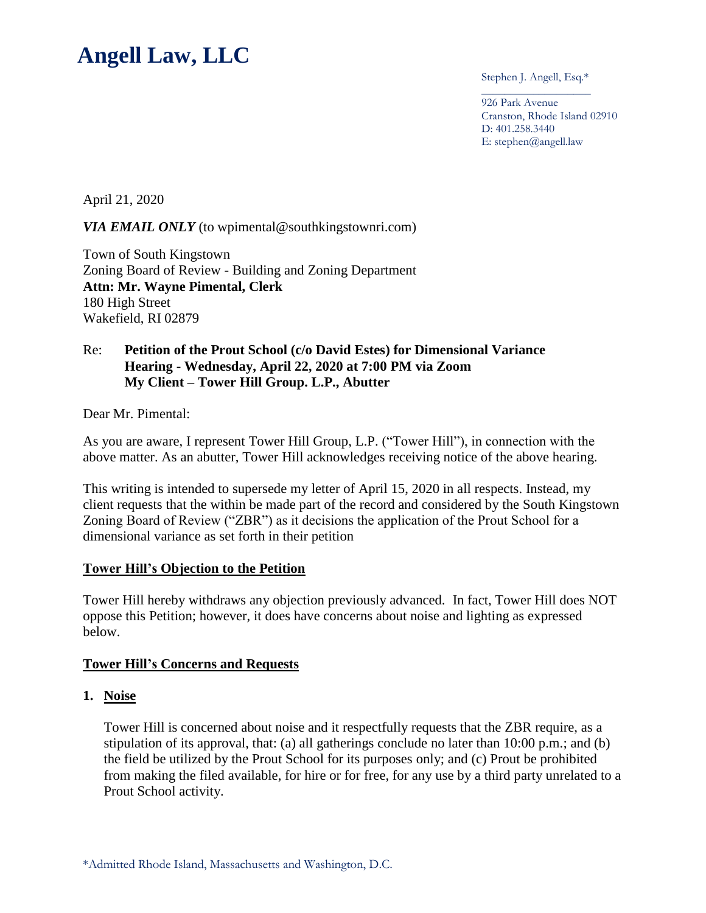# Angell Law, LLC

Stephen J. Angell, Esq.*

926 Park Avenue
Cranston, Rhode Island 02910
D: 401.258.3440
E: stephen@angell.law

April 21, 2020

***VIA EMAIL ONLY*** (to wpimental@southkingstownri.com)

Town of South Kingstown
Zoning Board of Review - Building and Zoning Department
**Attn: Mr. Wayne Pimental, Clerk**
180 High Street
Wakefield, RI 02879

Re: **Petition of the Prout School (c/o David Estes) for Dimensional Variance**
**Hearing - Wednesday, April 22, 2020 at 7:00 PM via Zoom**
**My Client – Tower Hill Group. L.P., Abutter**

Dear Mr. Pimental:

As you are aware, I represent Tower Hill Group, L.P. ("Tower Hill"), in connection with the above matter. As an abutter, Tower Hill acknowledges receiving notice of the above hearing.

This writing is intended to supersede my letter of April 15, 2020 in all respects. Instead, my client requests that the within be made part of the record and considered by the South Kingstown Zoning Board of Review ("ZBR") as it decisions the application of the Prout School for a dimensional variance as set forth in their petition

**<u>Tower Hill's Objection to the Petition</u>**

Tower Hill hereby withdraws any objection previously advanced. In fact, Tower Hill does NOT oppose this Petition; however, it does have concerns about noise and lighting as expressed below.

**<u>Tower Hill's Concerns and Requests</u>**

1. **<u>Noise</u>**

   Tower Hill is concerned about noise and it respectfully requests that the ZBR require, as a stipulation of its approval, that: (a) all gatherings conclude no later than 10:00 p.m.; and (b) the field be utilized by the Prout School for its purposes only; and (c) Prout be prohibited from making the filed available, for hire or for free, for any use by a third party unrelated to a Prout School activity.

*Admitted Rhode Island, Massachusetts and Washington, D.C.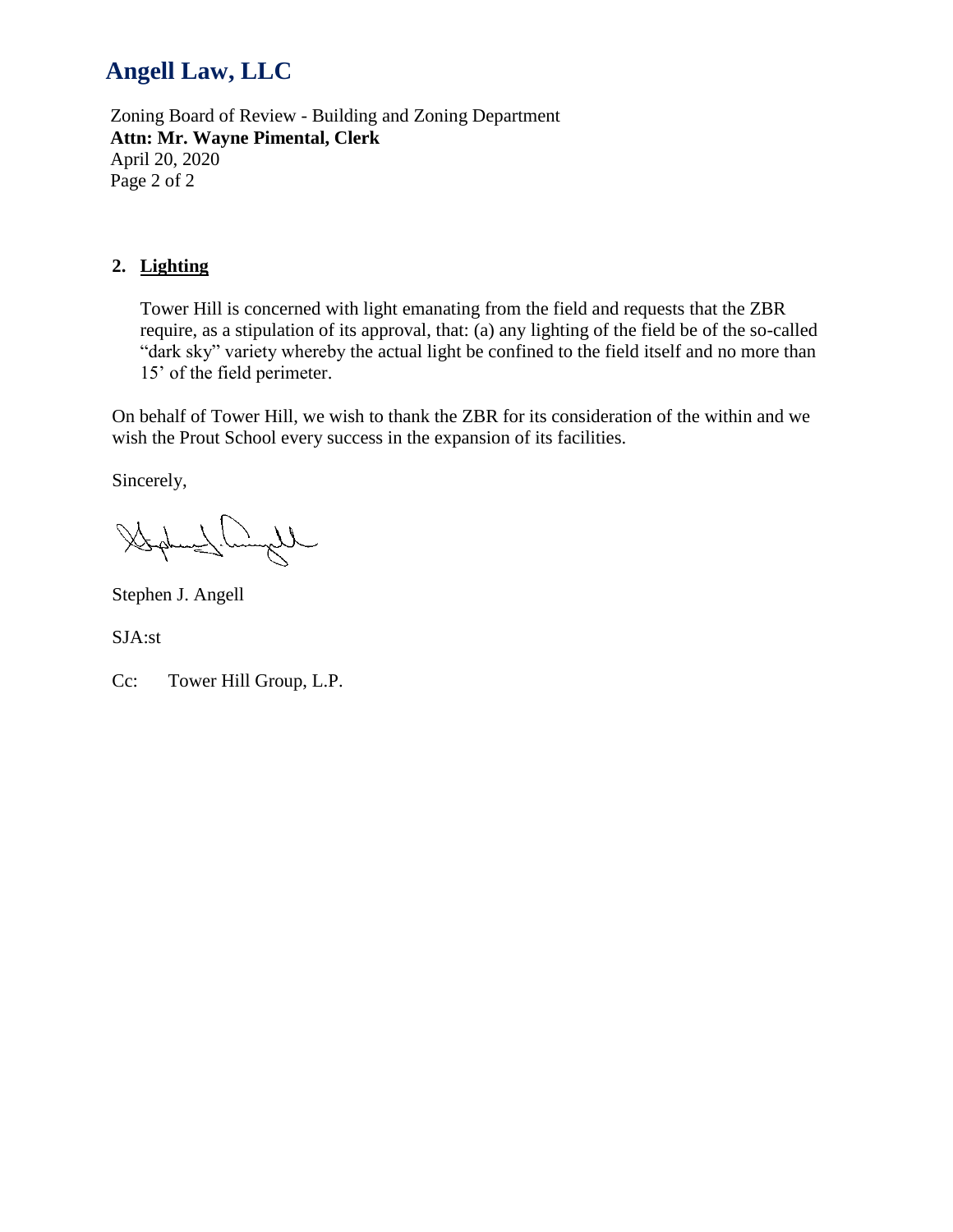2. **Lighting**

   Tower Hill is concerned with light emanating from the field and requests that the ZBR require, as a stipulation of its approval, that: (a) any lighting of the field be of the so-called "dark sky" variety whereby the actual light be confined to the field itself and no more than 15' of the field perimeter.

On behalf of Tower Hill, we wish to thank the ZBR for its consideration of the within and we wish the Prout School every success in the expansion of its facilities.

Sincerely,

Stephen J. Angell

SJA:st

Cc: Tower Hill Group, L.P.